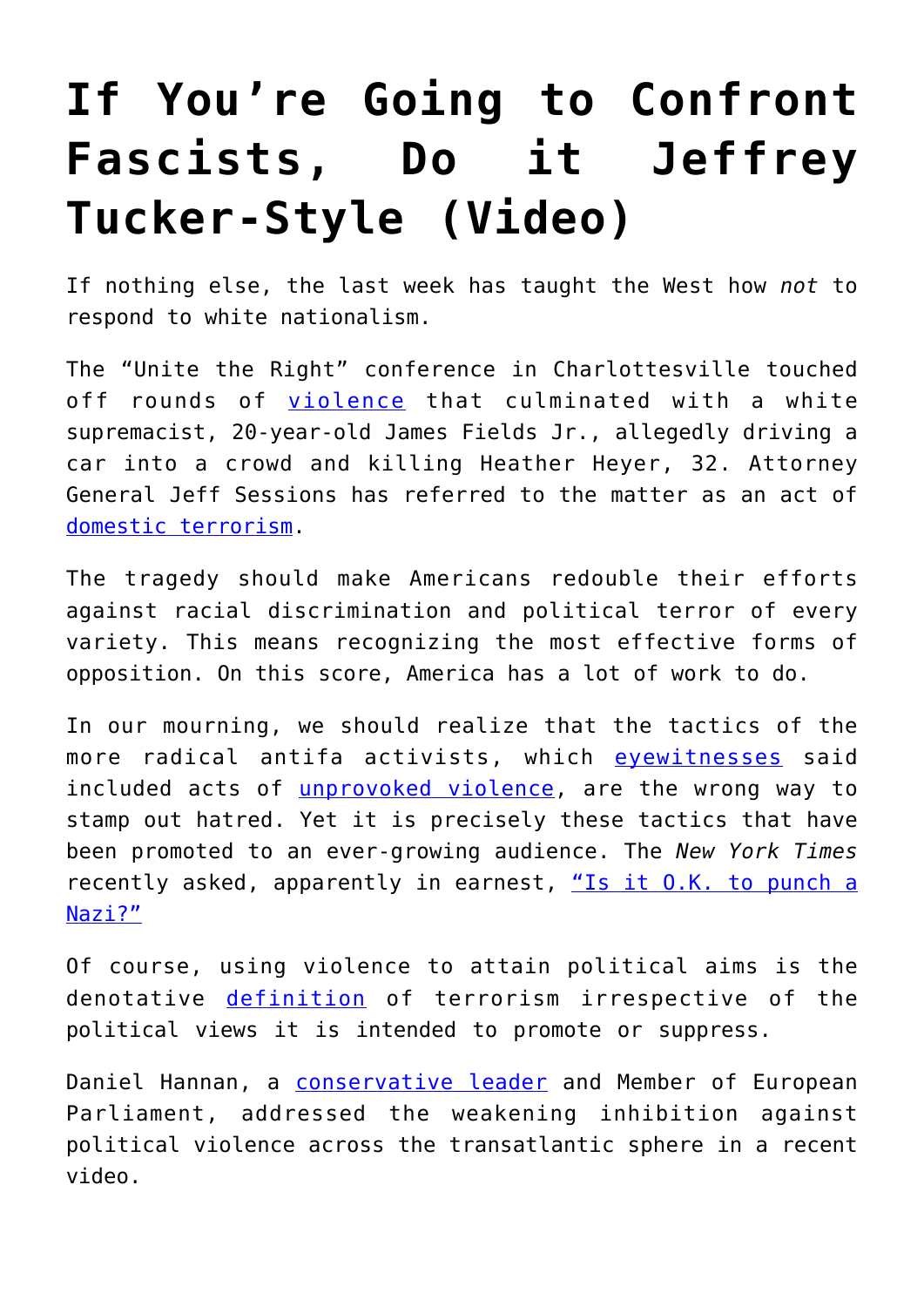# If You're Going to Confront Fascists, Do it Jeffrey Tucker-Style (Video)

If nothing else, the last week has taught the West how *not* to respond to white nationalism.

The "Unite the Right" conference in Charlottesville touched off rounds of violence that culminated with a white supremacist, 20-year-old James Fields Jr., allegedly driving a car into a crowd and killing Heather Heyer, 32. Attorney General Jeff Sessions has referred to the matter as an act of domestic terrorism.

The tragedy should make Americans redouble their efforts against racial discrimination and political terror of every variety. This means recognizing the most effective forms of opposition. On this score, America has a lot of work to do.

In our mourning, we should realize that the tactics of the more radical antifa activists, which eyewitnesses said included acts of unprovoked violence, are the wrong way to stamp out hatred. Yet it is precisely these tactics that have been promoted to an ever-growing audience. The *New York Times* recently asked, apparently in earnest, "Is it O.K. to punch a Nazi?"

Of course, using violence to attain political aims is the denotative definition of terrorism irrespective of the political views it is intended to promote or suppress.

Daniel Hannan, a conservative leader and Member of European Parliament, addressed the weakening inhibition against political violence across the transatlantic sphere in a recent video.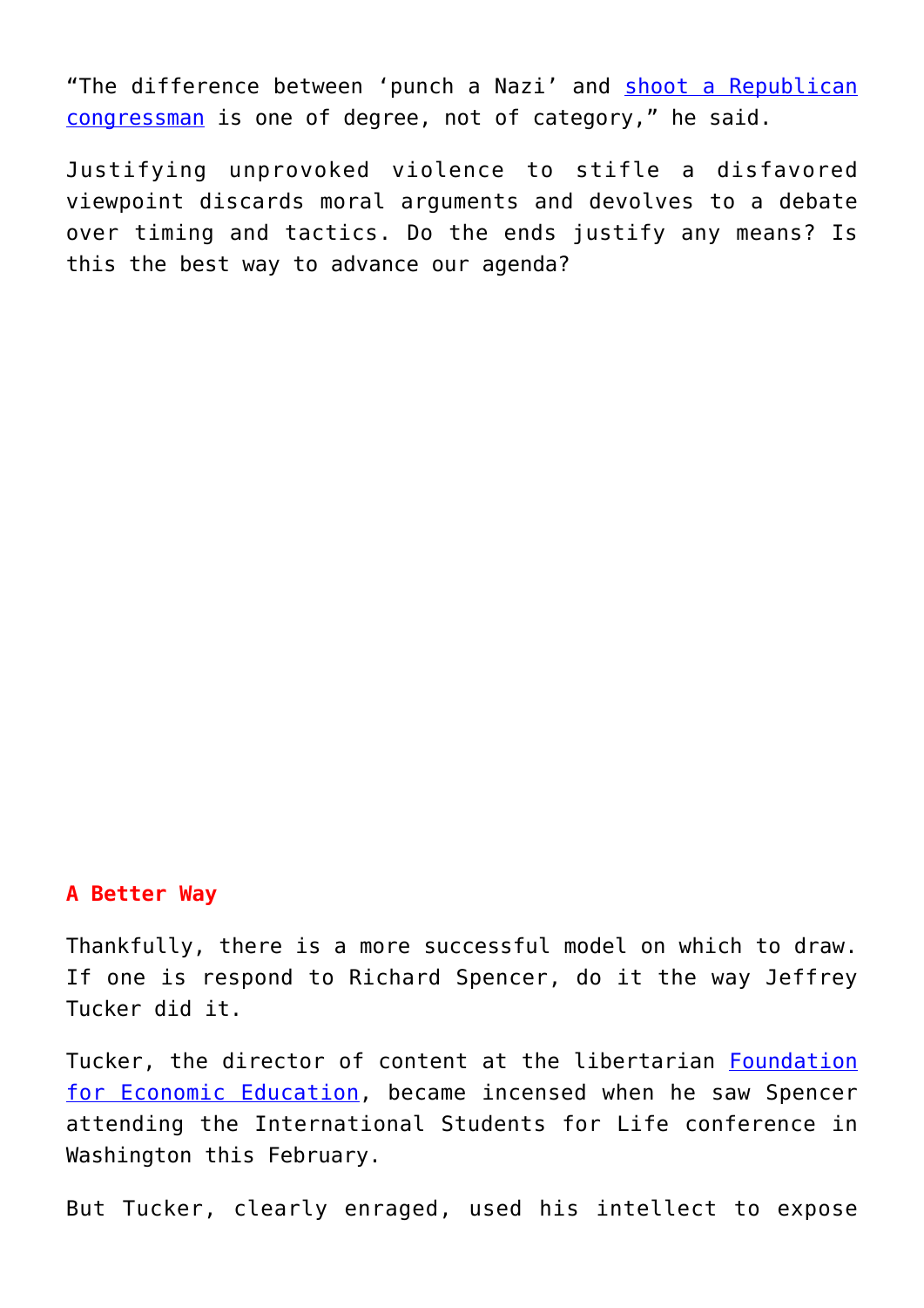"The difference between 'punch a Nazi' and shoot a Republican congressman is one of degree, not of category," he said.

Justifying unprovoked violence to stifle a disfavored viewpoint discards moral arguments and devolves to a debate over timing and tactics. Do the ends justify any means? Is this the best way to advance our agenda?

## A Better Way

Thankfully, there is a more successful model on which to draw. If one is respond to Richard Spencer, do it the way Jeffrey Tucker did it.

Tucker, the director of content at the libertarian Foundation for Economic Education, became incensed when he saw Spencer attending the International Students for Life conference in Washington this February.

But Tucker, clearly enraged, used his intellect to expose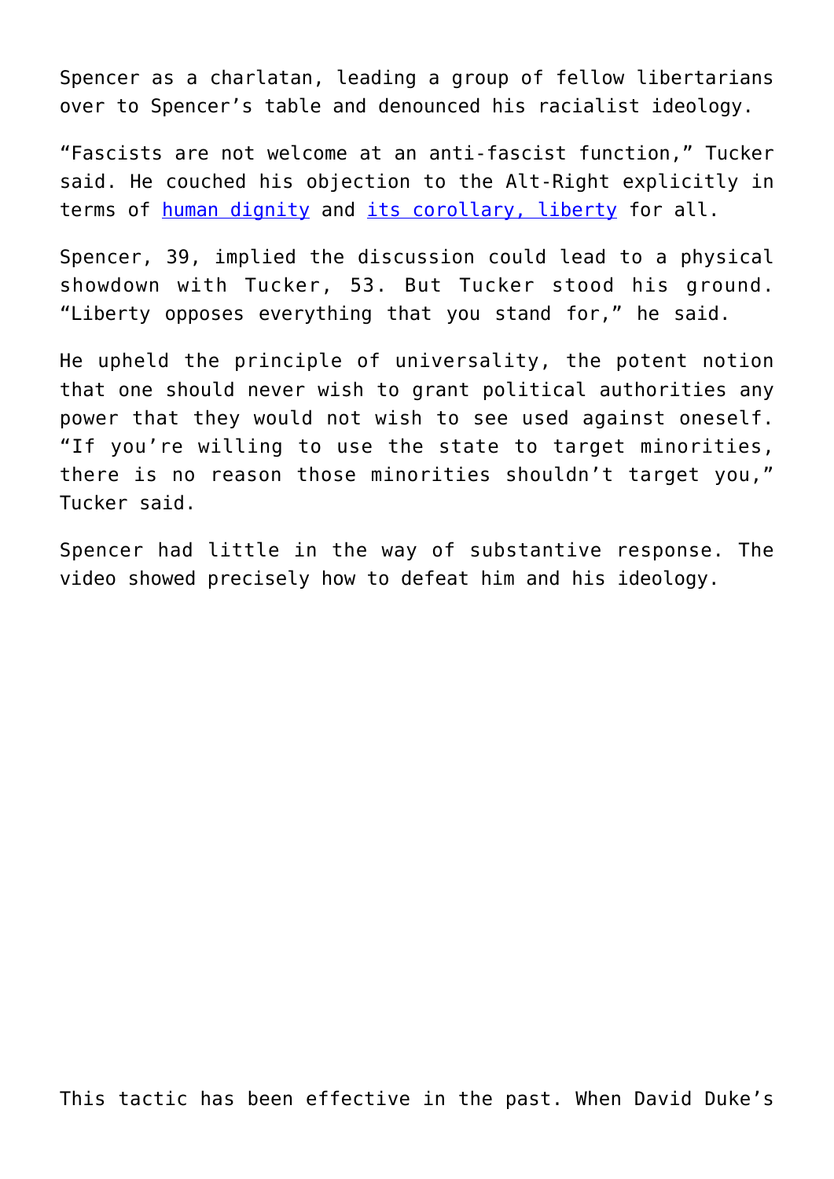Spencer as a charlatan, leading a group of fellow libertarians over to Spencer's table and denounced his racialist ideology.

"Fascists are not welcome at an anti-fascist function," Tucker said. He couched his objection to the Alt-Right explicitly in terms of human dignity and its corollary, liberty for all.

Spencer, 39, implied the discussion could lead to a physical showdown with Tucker, 53. But Tucker stood his ground. "Liberty opposes everything that you stand for," he said.

He upheld the principle of universality, the potent notion that one should never wish to grant political authorities any power that they would not wish to see used against oneself. "If you're willing to use the state to target minorities, there is no reason those minorities shouldn't target you," Tucker said.

Spencer had little in the way of substantive response. The video showed precisely how to defeat him and his ideology.

This tactic has been effective in the past. When David Duke's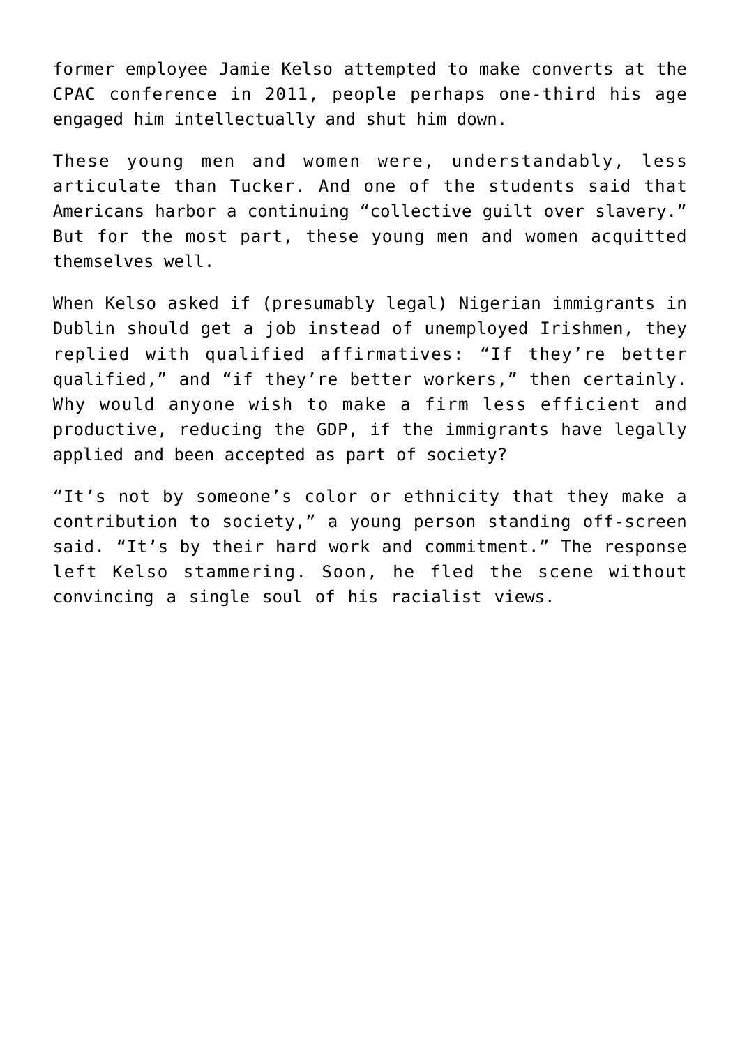former employee Jamie Kelso attempted to make converts at the CPAC conference in 2011, people perhaps one-third his age engaged him intellectually and shut him down.

These young men and women were, understandably, less articulate than Tucker. And one of the students said that Americans harbor a continuing "collective guilt over slavery." But for the most part, these young men and women acquitted themselves well.

When Kelso asked if (presumably legal) Nigerian immigrants in Dublin should get a job instead of unemployed Irishmen, they replied with qualified affirmatives: "If they're better qualified," and "if they're better workers," then certainly. Why would anyone wish to make a firm less efficient and productive, reducing the GDP, if the immigrants have legally applied and been accepted as part of society?

"It's not by someone's color or ethnicity that they make a contribution to society," a young person standing off-screen said. "It's by their hard work and commitment." The response left Kelso stammering. Soon, he fled the scene without convincing a single soul of his racialist views.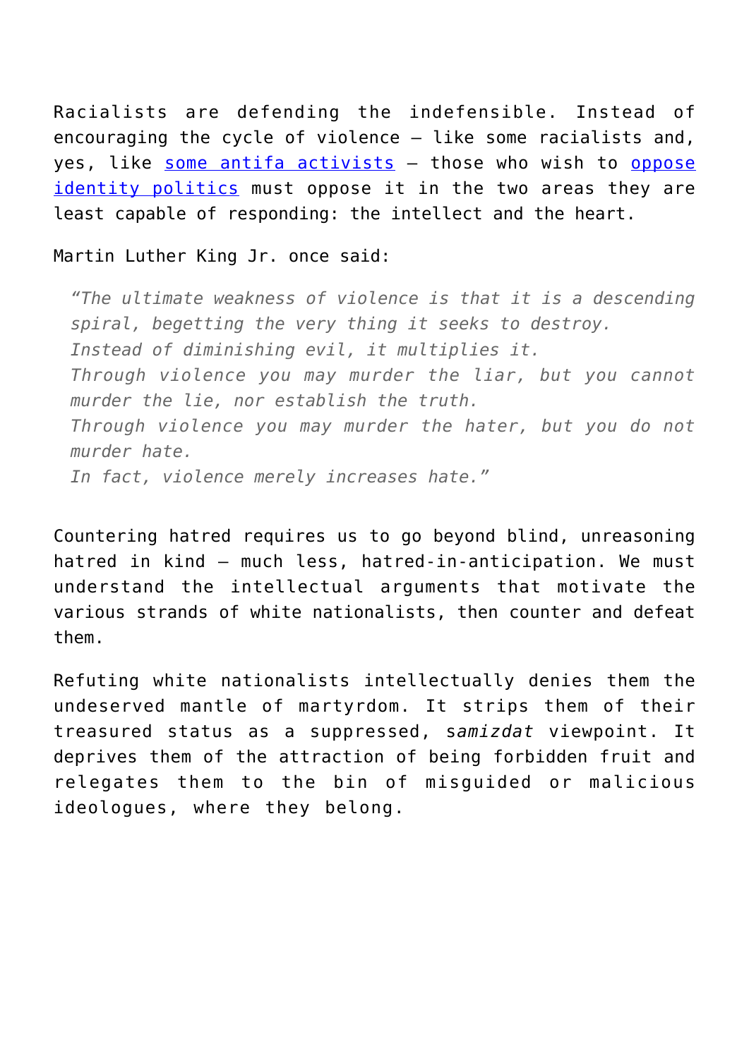Racialists are defending the indefensible. Instead of encouraging the cycle of violence – like some racialists and, yes, like some antifa activists – those who wish to oppose identity politics must oppose it in the two areas they are least capable of responding: the intellect and the heart.

Martin Luther King Jr. once said:

> *"The ultimate weakness of violence is that it is a descending spiral, begetting the very thing it seeks to destroy.*
> *Instead of diminishing evil, it multiplies it.*
> *Through violence you may murder the liar, but you cannot murder the lie, nor establish the truth.*
> *Through violence you may murder the hater, but you do not murder hate.*
> *In fact, violence merely increases hate."*

Countering hatred requires us to go beyond blind, unreasoning hatred in kind – much less, hatred-in-anticipation. We must understand the intellectual arguments that motivate the various strands of white nationalists, then counter and defeat them.

Refuting white nationalists intellectually denies them the undeserved mantle of martyrdom. It strips them of their treasured status as a suppressed, s*amizdat* viewpoint. It deprives them of the attraction of being forbidden fruit and relegates them to the bin of misguided or malicious ideologues, where they belong.